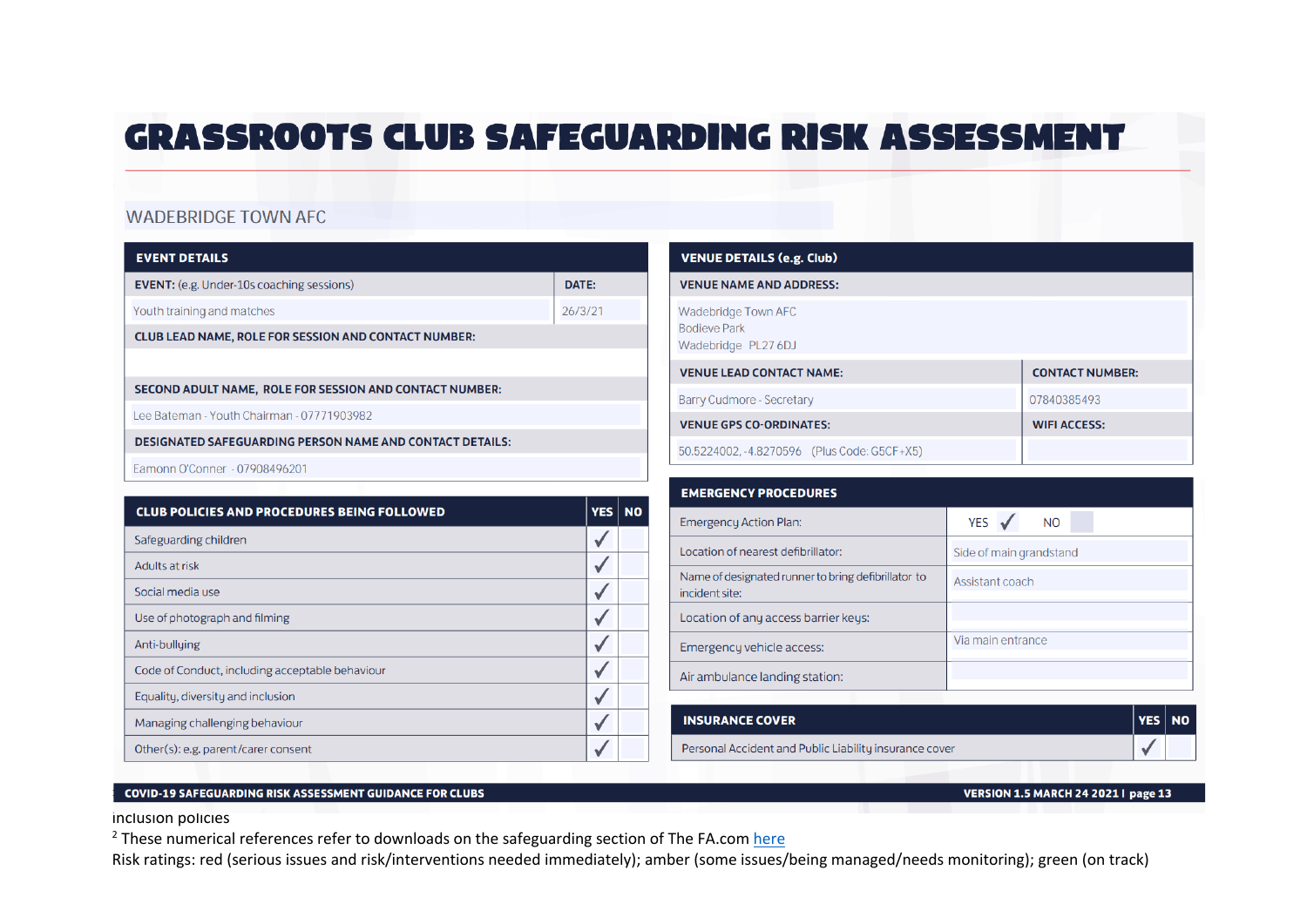# GRASSROOTS CLUB SAFEGUARDING RISK ASSESSMENT

## WADEBRIDGE TOWN AFC

| EVENT DETAILS | |
|---|---|
| **EVENT:** (e.g. Under-10s coaching sessions) | **DATE:** |
| Youth training and matches | 26/3/21 |
| **CLUB LEAD NAME, ROLE FOR SESSION AND CONTACT NUMBER:** | |
| | |
| **SECOND ADULT NAME, ROLE FOR SESSION AND CONTACT NUMBER:** | |
| Lee Bateman - Youth Chairman - 07771903982 | |
| **DESIGNATED SAFEGUARDING PERSON NAME AND CONTACT DETAILS:** | |
| Eamonn O'Conner - 07908496201 | |

| CLUB POLICIES AND PROCEDURES BEING FOLLOWED | YES | NO |
|---|---|---|
| Safeguarding children | ✓ | |
| Adults at risk | ✓ | |
| Social media use | ✓ | |
| Use of photograph and filming | ✓ | |
| Anti-bullying | ✓ | |
| Code of Conduct, including acceptable behaviour | ✓ | |
| Equality, diversity and inclusion | ✓ | |
| Managing challenging behaviour | ✓ | |
| Other(s): e.g. parent/carer consent | ✓ | |

| VENUE DETAILS (e.g. Club) | |
|---|---|
| **VENUE NAME AND ADDRESS:** | |
| Wadebridge Town AFC<br>Bodieve Park<br>Wadebridge PL27 6DJ | |
| **VENUE LEAD CONTACT NAME:** | **CONTACT NUMBER:** |
| Barry Cudmore - Secretary | 07840385493 |
| **VENUE GPS CO-ORDINATES:** | **WIFI ACCESS:** |
| 50.5224002, -4.8270596 (Plus Code: G5CF+X5) | |

| EMERGENCY PROCEDURES | |
|---|---|
| Emergency Action Plan: | YES ✓ NO |
| Location of nearest defibrillator: | Side of main grandstand |
| Name of designated runner to bring defibrillator to incident site: | Assistant coach |
| Location of any access barrier keys: | |
| Emergency vehicle access: | Via main entrance |
| Air ambulance landing station: | |

| INSURANCE COVER | YES | NO |
|---|---|---|
| Personal Accident and Public Liability insurance cover | ✓ | |

inclusion policies

[2] These numerical references refer to downloads on the safeguarding section of The FA.com here

Risk ratings: red (serious issues and risk/interventions needed immediately); amber (some issues/being managed/needs monitoring); green (on track)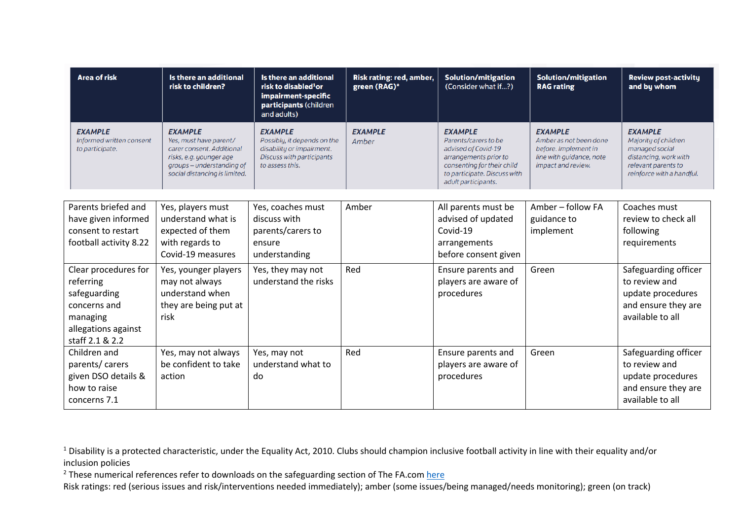| Area of risk | Is there an additional risk to children? | Is there an additional risk to disabled[1] or impairment-specific participants (children and adults) | Risk rating: red, amber, green (RAG)* | Solution/mitigation (Consider what if...?) | Solution/mitigation RAG rating | Review post-activity and by whom |
|---|---|---|---|---|---|---|
| *EXAMPLE* *Informed written consent to participate.* | *EXAMPLE* *Yes, must have parent/ carer consent. Additional risks, e.g. younger age groups – understanding of social distancing is limited.* | *EXAMPLE* *Possibly, it depends on the disability or impairment. Discuss with participants to assess this.* | *EXAMPLE* *Amber* | *EXAMPLE* *Parents/carers to be advised of Covid-19 arrangements prior to consenting for their child to participate. Discuss with adult participants.* | *EXAMPLE* *Amber as not been done before. Implement in line with guidance, note impact and review.* | *EXAMPLE* *Majority of children managed social distancing, work with relevant parents to reinforce with a handful.* |
| Parents briefed and have given informed consent to restart football activity 8.22 | Yes, players must understand what is expected of them with regards to Covid-19 measures | Yes, coaches must discuss with parents/carers to ensure understanding | Amber | All parents must be advised of updated Covid-19 arrangements before consent given | Amber – follow FA guidance to implement | Coaches must review to check all following requirements |
| Clear procedures for referring safeguarding concerns and managing allegations against staff 2.1 & 2.2 | Yes, younger players may not always understand when they are being put at risk | Yes, they may not understand the risks | Red | Ensure parents and players are aware of procedures | Green | Safeguarding officer to review and update procedures and ensure they are available to all |
| Children and parents/ carers given DSO details & how to raise concerns 7.1 | Yes, may not always be confident to take action | Yes, may not understand what to do | Red | Ensure parents and players are aware of procedures | Green | Safeguarding officer to review and update procedures and ensure they are available to all |

[1] Disability is a protected characteristic, under the Equality Act, 2010. Clubs should champion inclusive football activity in line with their equality and/or inclusion policies

[2] These numerical references refer to downloads on the safeguarding section of The FA.com here

Risk ratings: red (serious issues and risk/interventions needed immediately); amber (some issues/being managed/needs monitoring); green (on track)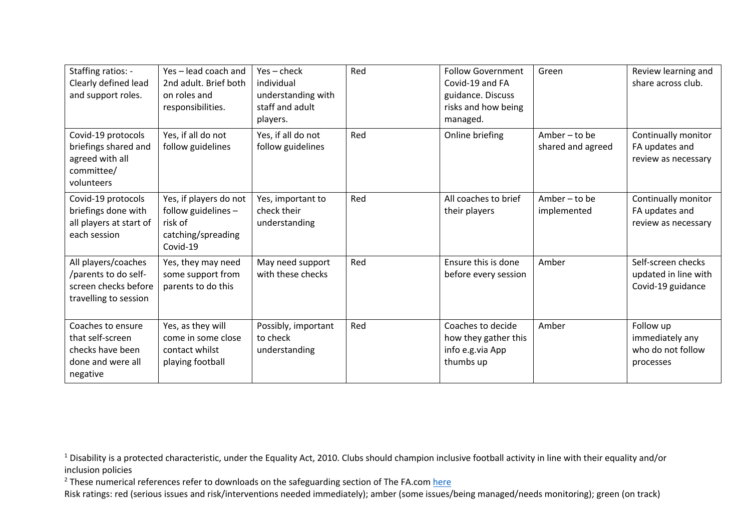| | | | | | | |
|---|---|---|---|---|---|---|
| Staffing ratios: - Clearly defined lead and support roles. | Yes – lead coach and 2nd adult. Brief both on roles and responsibilities. | Yes – check individual understanding with staff and adult players. | Red | Follow Government Covid-19 and FA guidance. Discuss risks and how being managed. | Green | Review learning and share across club. |
| Covid-19 protocols briefings shared and agreed with all committee/ volunteers | Yes, if all do not follow guidelines | Yes, if all do not follow guidelines | Red | Online briefing | Amber – to be shared and agreed | Continually monitor FA updates and review as necessary |
| Covid-19 protocols briefings done with all players at start of each session | Yes, if players do not follow guidelines – risk of catching/spreading Covid-19 | Yes, important to check their understanding | Red | All coaches to brief their players | Amber – to be implemented | Continually monitor FA updates and review as necessary |
| All players/coaches /parents to do self-screen checks before travelling to session | Yes, they may need some support from parents to do this | May need support with these checks | Red | Ensure this is done before every session | Amber | Self-screen checks updated in line with Covid-19 guidance |
| Coaches to ensure that self-screen checks have been done and were all negative | Yes, as they will come in some close contact whilst playing football | Possibly, important to check understanding | Red | Coaches to decide how they gather this info e.g.via App thumbs up | Amber | Follow up immediately any who do not follow processes |

[1] Disability is a protected characteristic, under the Equality Act, 2010. Clubs should champion inclusive football activity in line with their equality and/or inclusion policies

[2] These numerical references refer to downloads on the safeguarding section of The FA.com here

Risk ratings: red (serious issues and risk/interventions needed immediately); amber (some issues/being managed/needs monitoring); green (on track)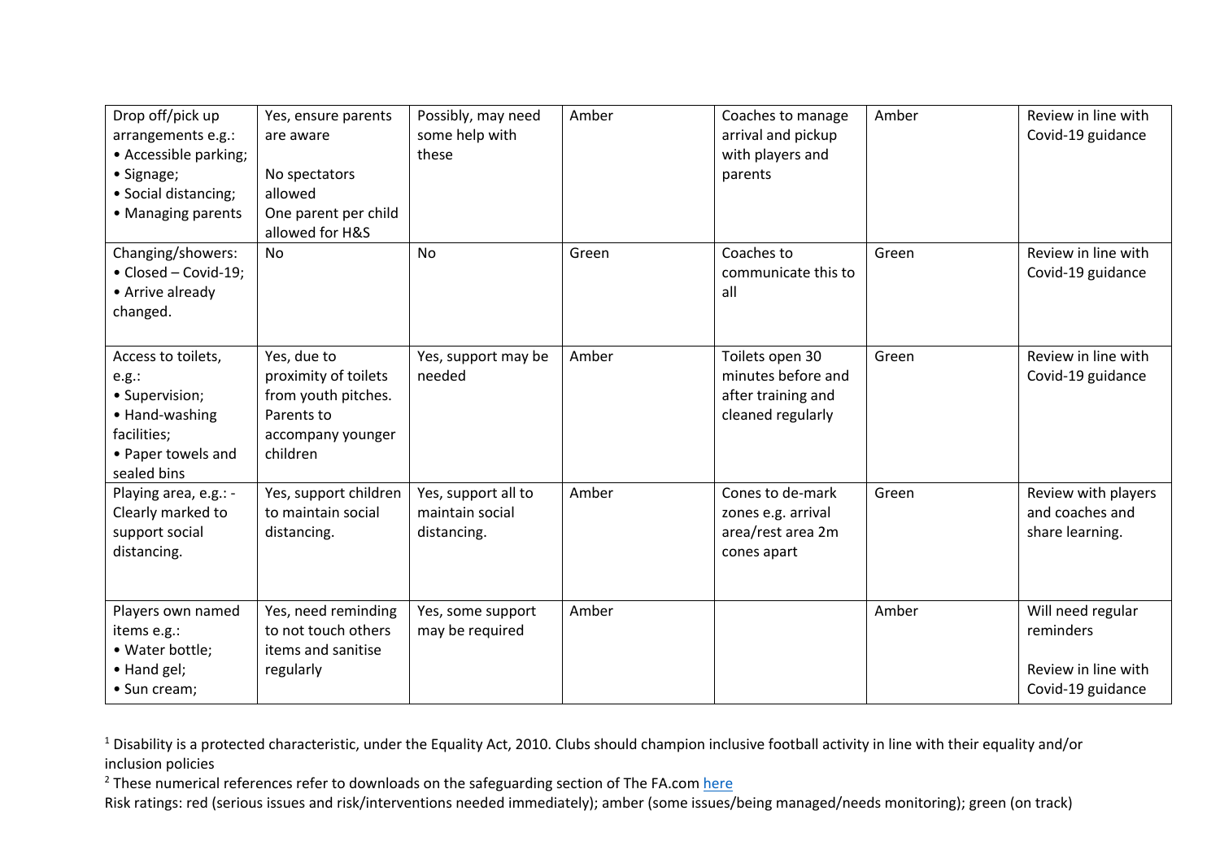| Drop off/pick up arrangements e.g.: • Accessible parking; • Signage; • Social distancing; • Managing parents | Yes, ensure parents are aware<br><br>No spectators allowed<br>One parent per child allowed for H&S | Possibly, may need some help with these | Amber | Coaches to manage arrival and pickup with players and parents | Amber | Review in line with Covid-19 guidance |
|---|---|---|---|---|---|---|
| Changing/showers: • Closed – Covid-19; • Arrive already changed. | No | No | Green | Coaches to communicate this to all | Green | Review in line with Covid-19 guidance |
| Access to toilets, e.g.: • Supervision; • Hand-washing facilities; • Paper towels and sealed bins | Yes, due to proximity of toilets from youth pitches. Parents to accompany younger children | Yes, support may be needed | Amber | Toilets open 30 minutes before and after training and cleaned regularly | Green | Review in line with Covid-19 guidance |
| Playing area, e.g.: - Clearly marked to support social distancing. | Yes, support children to maintain social distancing. | Yes, support all to maintain social distancing. | Amber | Cones to de-mark zones e.g. arrival area/rest area 2m cones apart | Green | Review with players and coaches and share learning. |
| Players own named items e.g.: • Water bottle; • Hand gel; • Sun cream; | Yes, need reminding to not touch others items and sanitise regularly | Yes, some support may be required | Amber | | Amber | Will need regular reminders<br><br>Review in line with Covid-19 guidance |

[1] Disability is a protected characteristic, under the Equality Act, 2010. Clubs should champion inclusive football activity in line with their equality and/or inclusion policies

[2] These numerical references refer to downloads on the safeguarding section of The FA.com here

Risk ratings: red (serious issues and risk/interventions needed immediately); amber (some issues/being managed/needs monitoring); green (on track)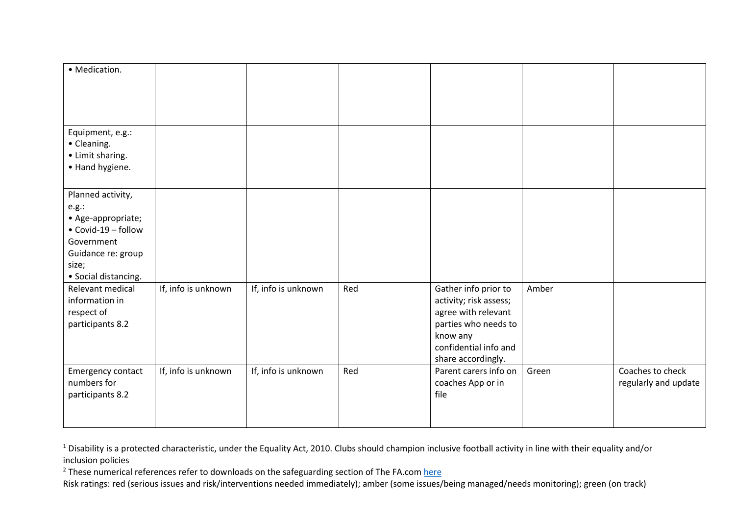| | | | | | | |
|---|---|---|---|---|---|---|
| • Medication. | | | | | | |
| Equipment, e.g.:<br>• Cleaning.<br>• Limit sharing.<br>• Hand hygiene. | | | | | | |
| Planned activity, e.g.:<br>• Age-appropriate;<br>• Covid-19 – follow Government Guidance re: group size;<br>• Social distancing. | | | | | | |
| Relevant medical information in respect of participants 8.2 | If, info is unknown | If, info is unknown | Red | Gather info prior to activity; risk assess; agree with relevant parties who needs to know any confidential info and share accordingly. | Amber | |
| Emergency contact numbers for participants 8.2 | If, info is unknown | If, info is unknown | Red | Parent carers info on coaches App or in file | Green | Coaches to check regularly and update |

[1] Disability is a protected characteristic, under the Equality Act, 2010. Clubs should champion inclusive football activity in line with their equality and/or inclusion policies

[2] These numerical references refer to downloads on the safeguarding section of The FA.com [here]

Risk ratings: red (serious issues and risk/interventions needed immediately); amber (some issues/being managed/needs monitoring); green (on track)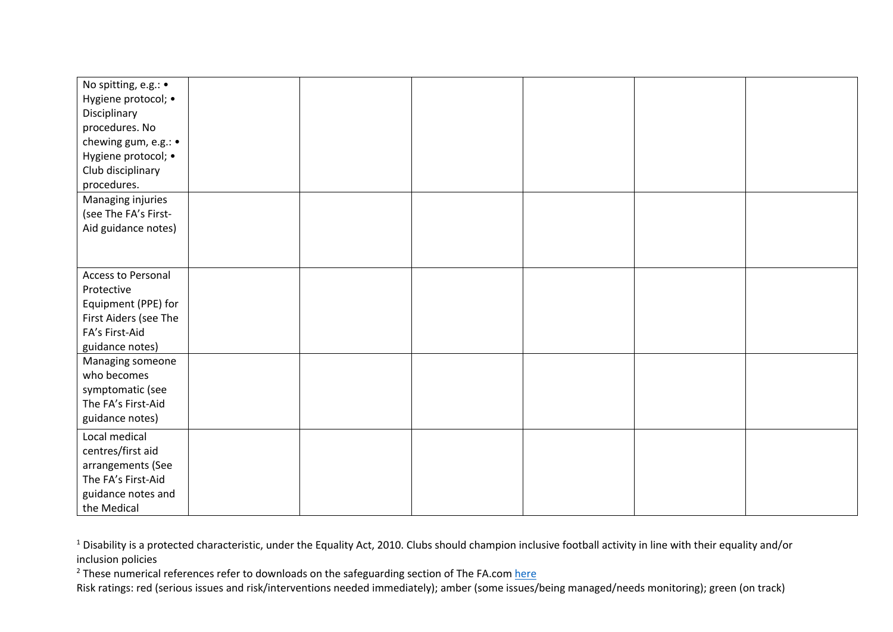| | | | | | | |
|---|---|---|---|---|---|---|
| No spitting, e.g.: • Hygiene protocol; • Disciplinary procedures. No chewing gum, e.g.: • Hygiene protocol; • Club disciplinary procedures. | | | | | | |
| Managing injuries (see The FA's First-Aid guidance notes) | | | | | | |
| Access to Personal Protective Equipment (PPE) for First Aiders (see The FA's First-Aid guidance notes) | | | | | | |
| Managing someone who becomes symptomatic (see The FA's First-Aid guidance notes) | | | | | | |
| Local medical centres/first aid arrangements (See The FA's First-Aid guidance notes and the Medical | | | | | | |

[1] Disability is a protected characteristic, under the Equality Act, 2010. Clubs should champion inclusive football activity in line with their equality and/or inclusion policies

[2] These numerical references refer to downloads on the safeguarding section of The FA.com here

Risk ratings: red (serious issues and risk/interventions needed immediately); amber (some issues/being managed/needs monitoring); green (on track)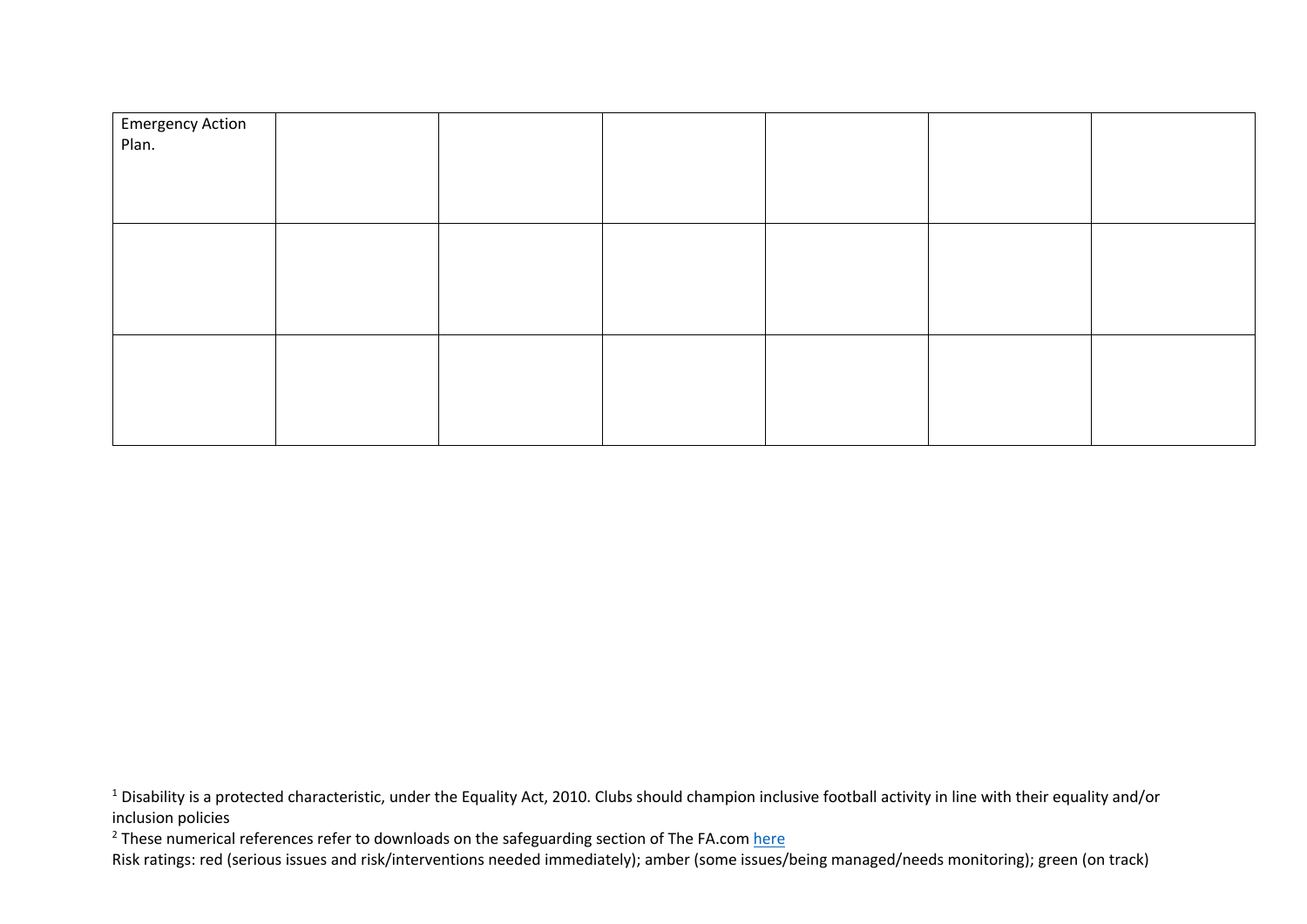| | | | | | | |
|---|---|---|---|---|---|---|
| Emergency Action Plan. | | | | | | |
| | | | | | | |
| | | | | | | |

[1] Disability is a protected characteristic, under the Equality Act, 2010. Clubs should champion inclusive football activity in line with their equality and/or inclusion policies

[2] These numerical references refer to downloads on the safeguarding section of The FA.com here

Risk ratings: red (serious issues and risk/interventions needed immediately); amber (some issues/being managed/needs monitoring); green (on track)